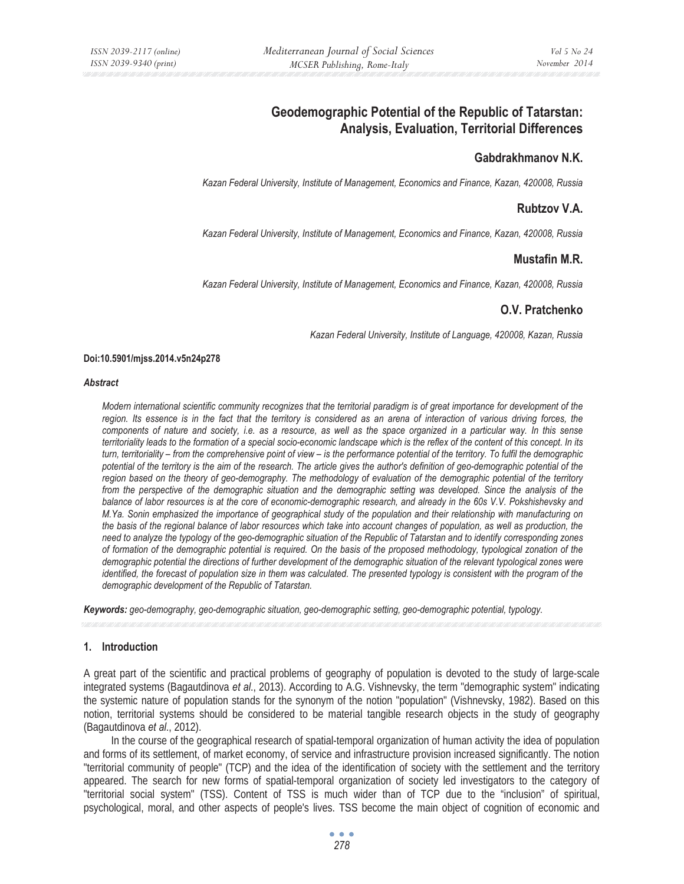# Geodemographic Potential of the Republic of Tatarstan: Analysis, Evaluation, Territorial Differences

**Gabdrakhmanov N.K.**

*Kazan Federal University, Institute of Management, Economics and Finance, Kazan, 420008, Russia*

**Rubtzov V.A.**

*Kazan Federal University, Institute of Management, Economics and Finance, Kazan, 420008, Russia*

**Mustafin M.R.**

*Kazan Federal University, Institute of Management, Economics and Finance, Kazan, 420008, Russia*

**O.V. Pratchenko**

*Kazan Federal University, Institute of Language, 420008, Kazan, Russia*

**Doi:10.5901/mjss.2014.v5n24p278**

***Abstract***

*Modern international scientific community recognizes that the territorial paradigm is of great importance for development of the region. Its essence is in the fact that the territory is considered as an arena of interaction of various driving forces, the components of nature and society, i.e. as a resource, as well as the space organized in a particular way. In this sense territoriality leads to the formation of a special socio-economic landscape which is the reflex of the content of this concept. In its turn, territoriality – from the comprehensive point of view – is the performance potential of the territory. To fulfil the demographic potential of the territory is the aim of the research. The article gives the author's definition of geo-demographic potential of the region based on the theory of geo-demography. The methodology of evaluation of the demographic potential of the territory from the perspective of the demographic situation and the demographic setting was developed. Since the analysis of the balance of labor resources is at the core of economic-demographic research, and already in the 60s V.V. Pokshishevsky and M.Ya. Sonin emphasized the importance of geographical study of the population and their relationship with manufacturing on the basis of the regional balance of labor resources which take into account changes of population, as well as production, the need to analyze the typology of the geo-demographic situation of the Republic of Tatarstan and to identify corresponding zones of formation of the demographic potential is required. On the basis of the proposed methodology, typological zonation of the demographic potential the directions of further development of the demographic situation of the relevant typological zones were identified, the forecast of population size in them was calculated. The presented typology is consistent with the program of the demographic development of the Republic of Tatarstan.*

***Keywords:*** *geo-demography, geo-demographic situation, geo-demographic setting, geo-demographic potential, typology.*

## 1. Introduction

A great part of the scientific and practical problems of geography of population is devoted to the study of large-scale integrated systems (Bagautdinova *et al*., 2013). According to A.G. Vishnevsky, the term "demographic system" indicating the systemic nature of population stands for the synonym of the notion "population" (Vishnevsky, 1982). Based on this notion, territorial systems should be considered to be material tangible research objects in the study of geography (Bagautdinova *et al*., 2012).

In the course of the geographical research of spatial-temporal organization of human activity the idea of population and forms of its settlement, of market economy, of service and infrastructure provision increased significantly. The notion "territorial community of people" (TCP) and the idea of the identification of society with the settlement and the territory appeared. The search for new forms of spatial-temporal organization of society led investigators to the category of "territorial social system" (TSS). Content of TSS is much wider than of TCP due to the "inclusion" of spiritual, psychological, moral, and other aspects of people's lives. TSS become the main object of cognition of economic and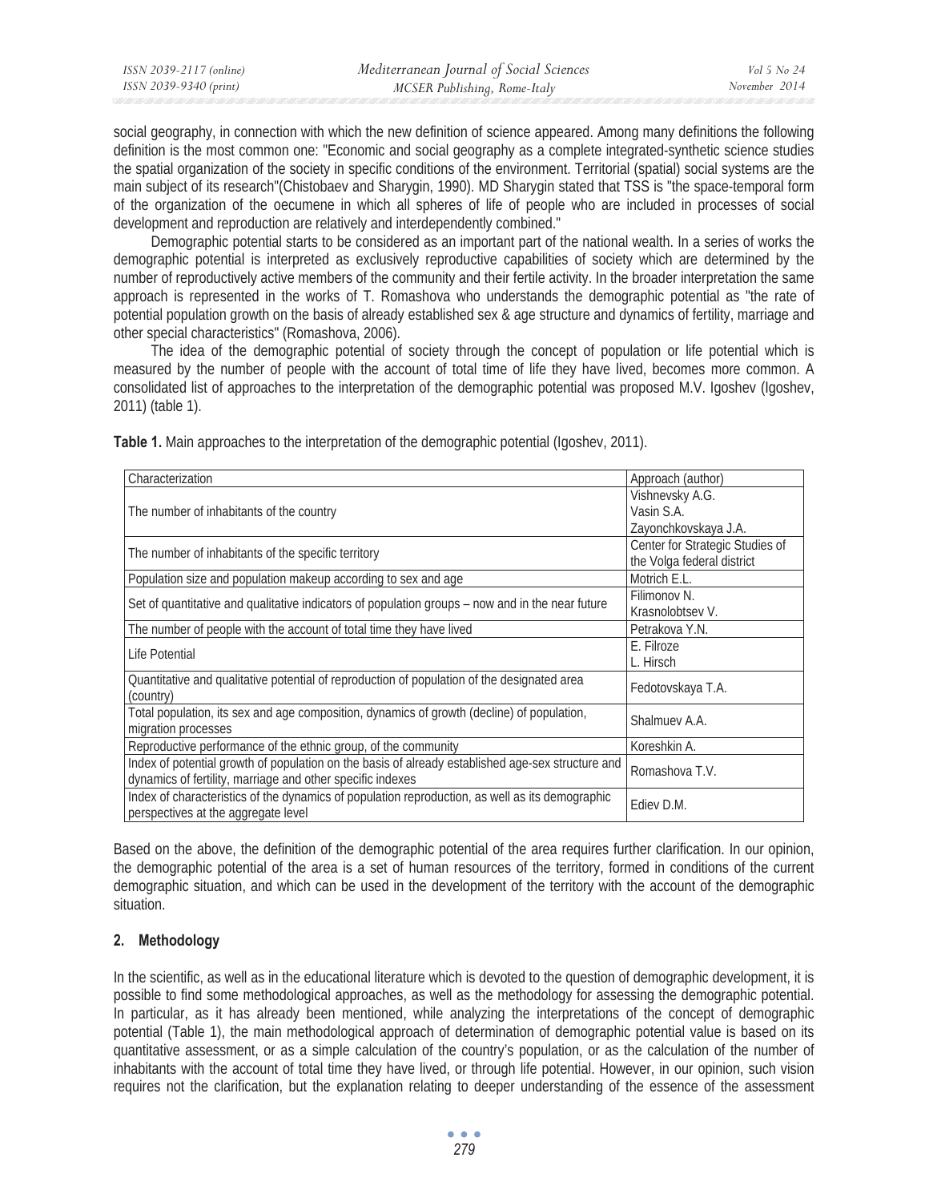social geography, in connection with which the new definition of science appeared. Among many definitions the following definition is the most common one: "Economic and social geography as a complete integrated-synthetic science studies the spatial organization of the society in specific conditions of the environment. Territorial (spatial) social systems are the main subject of its research"(Chistobaev and Sharygin, 1990). MD Sharygin stated that TSS is "the space-temporal form of the organization of the oecumene in which all spheres of life of people who are included in processes of social development and reproduction are relatively and interdependently combined."

Demographic potential starts to be considered as an important part of the national wealth. In a series of works the demographic potential is interpreted as exclusively reproductive capabilities of society which are determined by the number of reproductively active members of the community and their fertile activity. In the broader interpretation the same approach is represented in the works of T. Romashova who understands the demographic potential as "the rate of potential population growth on the basis of already established sex & age structure and dynamics of fertility, marriage and other special characteristics" (Romashova, 2006).

The idea of the demographic potential of society through the concept of population or life potential which is measured by the number of people with the account of total time of life they have lived, becomes more common. A consolidated list of approaches to the interpretation of the demographic potential was proposed M.V. Igoshev (Igoshev, 2011) (table 1).

**Table 1.** Main approaches to the interpretation of the demographic potential (Igoshev, 2011).

| Characterization | Approach (author) |
|---|---|
| The number of inhabitants of the country | Vishnevsky A.G.<br>Vasin S.A.<br>Zayonchkovskaya J.A. |
| The number of inhabitants of the specific territory | Center for Strategic Studies of the Volga federal district |
| Population size and population makeup according to sex and age | Motrich E.L. |
| Set of quantitative and qualitative indicators of population groups – now and in the near future | Filimonov N.<br>Krasnolobtsev V. |
| The number of people with the account of total time they have lived | Petrakova Y.N. |
| Life Potential | E. Filroze<br>L. Hirsch |
| Quantitative and qualitative potential of reproduction of population of the designated area (country) | Fedotovskaya T.A. |
| Total population, its sex and age composition, dynamics of growth (decline) of population, migration processes | Shalmuev A.A. |
| Reproductive performance of the ethnic group, of the community | Koreshkin A. |
| Index of potential growth of population on the basis of already established age-sex structure and dynamics of fertility, marriage and other specific indexes | Romashova T.V. |
| Index of characteristics of the dynamics of population reproduction, as well as its demographic perspectives at the aggregate level | Ediev D.M. |

Based on the above, the definition of the demographic potential of the area requires further clarification. In our opinion, the demographic potential of the area is a set of human resources of the territory, formed in conditions of the current demographic situation, and which can be used in the development of the territory with the account of the demographic situation.

## 2. Methodology

In the scientific, as well as in the educational literature which is devoted to the question of demographic development, it is possible to find some methodological approaches, as well as the methodology for assessing the demographic potential. In particular, as it has already been mentioned, while analyzing the interpretations of the concept of demographic potential (Table 1), the main methodological approach of determination of demographic potential value is based on its quantitative assessment, or as a simple calculation of the country's population, or as the calculation of the number of inhabitants with the account of total time they have lived, or through life potential. However, in our opinion, such vision requires not the clarification, but the explanation relating to deeper understanding of the essence of the assessment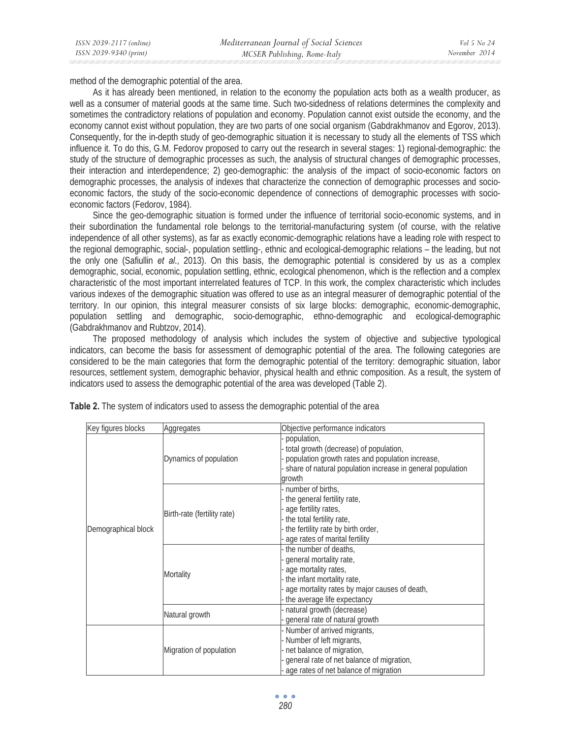method of the demographic potential of the area.

As it has already been mentioned, in relation to the economy the population acts both as a wealth producer, as well as a consumer of material goods at the same time. Such two-sidedness of relations determines the complexity and sometimes the contradictory relations of population and economy. Population cannot exist outside the economy, and the economy cannot exist without population, they are two parts of one social organism (Gabdrakhmanov and Egorov, 2013). Consequently, for the in-depth study of geo-demographic situation it is necessary to study all the elements of TSS which influence it. To do this, G.M. Fedorov proposed to carry out the research in several stages: 1) regional-demographic: the study of the structure of demographic processes as such, the analysis of structural changes of demographic processes, their interaction and interdependence; 2) geo-demographic: the analysis of the impact of socio-economic factors on demographic processes, the analysis of indexes that characterize the connection of demographic processes and socio-economic factors, the study of the socio-economic dependence of connections of demographic processes with socio-economic factors (Fedorov, 1984).

Since the geo-demographic situation is formed under the influence of territorial socio-economic systems, and in their subordination the fundamental role belongs to the territorial-manufacturing system (of course, with the relative independence of all other systems), as far as exactly economic-demographic relations have a leading role with respect to the regional demographic, social-, population settling-, ethnic and ecological-demographic relations – the leading, but not the only one (Safiullin *et al.*, 2013). On this basis, the demographic potential is considered by us as a complex demographic, social, economic, population settling, ethnic, ecological phenomenon, which is the reflection and a complex characteristic of the most important interrelated features of TCP. In this work, the complex characteristic which includes various indexes of the demographic situation was offered to use as an integral measurer of demographic potential of the territory. In our opinion, this integral measurer consists of six large blocks: demographic, economic-demographic, population settling and demographic, socio-demographic, ethno-demographic and ecological-demographic (Gabdrakhmanov and Rubtzov, 2014).

The proposed methodology of analysis which includes the system of objective and subjective typological indicators, can become the basis for assessment of demographic potential of the area. The following categories are considered to be the main categories that form the demographic potential of the territory: demographic situation, labor resources, settlement system, demographic behavior, physical health and ethnic composition. As a result, the system of indicators used to assess the demographic potential of the area was developed (Table 2).

**Table 2.** The system of indicators used to assess the demographic potential of the area

| Key figures blocks | Aggregates | Objective performance indicators |
|---|---|---|
| Demographical block | Dynamics of population | - population,<br>- total growth (decrease) of population,<br>- population growth rates and population increase,<br>- share of natural population increase in general population growth |
| | Birth-rate (fertility rate) | - number of births,<br>- the general fertility rate,<br>- age fertility rates,<br>- the total fertility rate,<br>- the fertility rate by birth order,<br>- age rates of marital fertility |
| | Mortality | - the number of deaths,<br>- general mortality rate,<br>- age mortality rates,<br>- the infant mortality rate,<br>- age mortality rates by major causes of death,<br>- the average life expectancy |
| | Natural growth | - natural growth (decrease)<br>- general rate of natural growth |
| | Migration of population | - Number of arrived migrants,<br>- Number of left migrants,<br>- net balance of migration,<br>- general rate of net balance of migration,<br>- age rates of net balance of migration |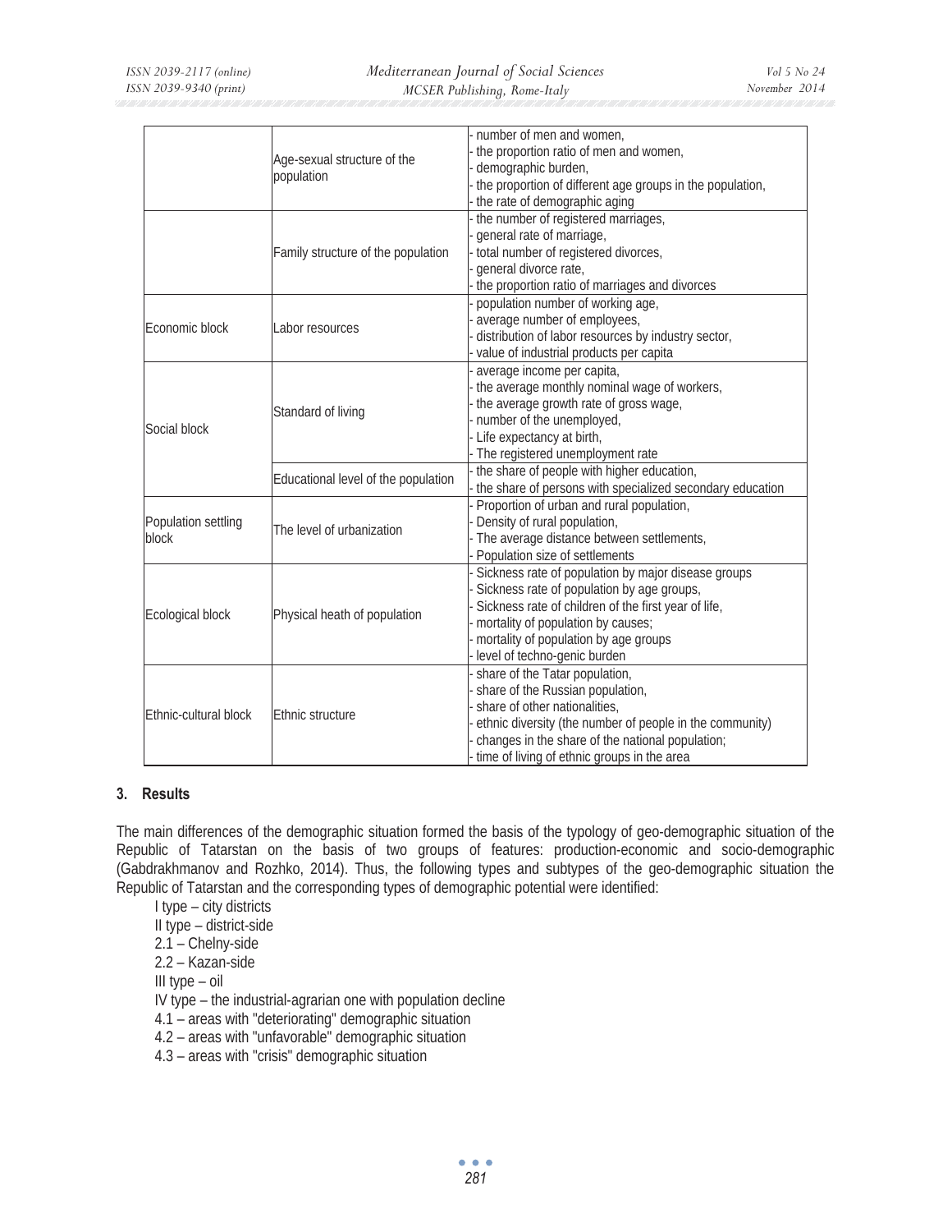| | | |
|---|---|---|
| | Age-sexual structure of the population | - number of men and women,<br>- the proportion ratio of men and women,<br>- demographic burden,<br>- the proportion of different age groups in the population,<br>- the rate of demographic aging |
| | Family structure of the population | - the number of registered marriages,<br>- general rate of marriage,<br>- total number of registered divorces,<br>- general divorce rate,<br>- the proportion ratio of marriages and divorces |
| Economic block | Labor resources | - population number of working age,<br>- average number of employees,<br>- distribution of labor resources by industry sector,<br>- value of industrial products per capita |
| Social block | Standard of living | - average income per capita,<br>- the average monthly nominal wage of workers,<br>- the average growth rate of gross wage,<br>- number of the unemployed,<br>- Life expectancy at birth,<br>- The registered unemployment rate |
| | Educational level of the population | - the share of people with higher education,<br>- the share of persons with specialized secondary education |
| Population settling block | The level of urbanization | - Proportion of urban and rural population,<br>- Density of rural population,<br>- The average distance between settlements,<br>- Population size of settlements |
| Ecological block | Physical heath of population | - Sickness rate of population by major disease groups<br>- Sickness rate of population by age groups,<br>- Sickness rate of children of the first year of life,<br>- mortality of population by causes;<br>- mortality of population by age groups<br>- level of techno-genic burden |
| Ethnic-cultural block | Ethnic structure | - share of the Tatar population,<br>- share of the Russian population,<br>- share of other nationalities,<br>- ethnic diversity (the number of people in the community)<br>- changes in the share of the national population;<br>- time of living of ethnic groups in the area |

## 3. Results

The main differences of the demographic situation formed the basis of the typology of geo-demographic situation of the Republic of Tatarstan on the basis of two groups of features: production-economic and socio-demographic (Gabdrakhmanov and Rozhko, 2014). Thus, the following types and subtypes of the geo-demographic situation the Republic of Tatarstan and the corresponding types of demographic potential were identified:

I type – city districts
II type – district-side
2.1 – Chelny-side
2.2 – Kazan-side
III type – oil
IV type – the industrial-agrarian one with population decline
4.1 – areas with "deteriorating" demographic situation
4.2 – areas with "unfavorable" demographic situation
4.3 – areas with "crisis" demographic situation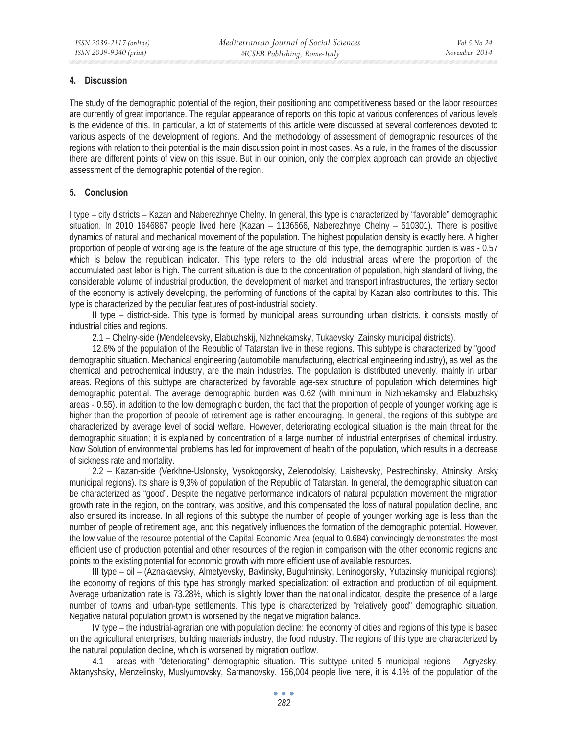## 4. Discussion

The study of the demographic potential of the region, their positioning and competitiveness based on the labor resources are currently of great importance. The regular appearance of reports on this topic at various conferences of various levels is the evidence of this. In particular, a lot of statements of this article were discussed at several conferences devoted to various aspects of the development of regions. And the methodology of assessment of demographic resources of the regions with relation to their potential is the main discussion point in most cases. As a rule, in the frames of the discussion there are different points of view on this issue. But in our opinion, only the complex approach can provide an objective assessment of the demographic potential of the region.

## 5. Conclusion

I type – city districts – Kazan and Naberezhnye Chelny. In general, this type is characterized by "favorable" demographic situation. In 2010 1646867 people lived here (Kazan – 1136566, Naberezhnye Chelny – 510301). There is positive dynamics of natural and mechanical movement of the population. The highest population density is exactly here. A higher proportion of people of working age is the feature of the age structure of this type, the demographic burden is was - 0.57 which is below the republican indicator. This type refers to the old industrial areas where the proportion of the accumulated past labor is high. The current situation is due to the concentration of population, high standard of living, the considerable volume of industrial production, the development of market and transport infrastructures, the tertiary sector of the economy is actively developing, the performing of functions of the capital by Kazan also contributes to this. This type is characterized by the peculiar features of post-industrial society.

II type – district-side. This type is formed by municipal areas surrounding urban districts, it consists mostly of industrial cities and regions.

2.1 – Chelny-side (Mendeleevsky, Elabuzhskij, Nizhnekamsky, Tukaevsky, Zainsky municipal districts).

12.6% of the population of the Republic of Tatarstan live in these regions. This subtype is characterized by "good" demographic situation. Mechanical engineering (automobile manufacturing, electrical engineering industry), as well as the chemical and petrochemical industry, are the main industries. The population is distributed unevenly, mainly in urban areas. Regions of this subtype are characterized by favorable age-sex structure of population which determines high demographic potential. The average demographic burden was 0.62 (with minimum in Nizhnekamsky and Elabuzhsky areas - 0.55). in addition to the low demographic burden, the fact that the proportion of people of younger working age is higher than the proportion of people of retirement age is rather encouraging. In general, the regions of this subtype are characterized by average level of social welfare. However, deteriorating ecological situation is the main threat for the demographic situation; it is explained by concentration of a large number of industrial enterprises of chemical industry. Now Solution of environmental problems has led for improvement of health of the population, which results in a decrease of sickness rate and mortality.

2.2 – Kazan-side (Verkhne-Uslonsky, Vysokogorsky, Zelenodolsky, Laishevsky, Pestrechinsky, Atninsky, Arsky municipal regions). Its share is 9,3% of population of the Republic of Tatarstan. In general, the demographic situation can be characterized as "good". Despite the negative performance indicators of natural population movement the migration growth rate in the region, on the contrary, was positive, and this compensated the loss of natural population decline, and also ensured its increase. In all regions of this subtype the number of people of younger working age is less than the number of people of retirement age, and this negatively influences the formation of the demographic potential. However, the low value of the resource potential of the Capital Economic Area (equal to 0.684) convincingly demonstrates the most efficient use of production potential and other resources of the region in comparison with the other economic regions and points to the existing potential for economic growth with more efficient use of available resources.

III type – oil – (Aznakaevsky, Almetyevsky, Bavlinsky, Bugulminsky, Leninogorsky, Yutazinsky municipal regions): the economy of regions of this type has strongly marked specialization: oil extraction and production of oil equipment. Average urbanization rate is 73.28%, which is slightly lower than the national indicator, despite the presence of a large number of towns and urban-type settlements. This type is characterized by "relatively good" demographic situation. Negative natural population growth is worsened by the negative migration balance.

IV type – the industrial-agrarian one with population decline: the economy of cities and regions of this type is based on the agricultural enterprises, building materials industry, the food industry. The regions of this type are characterized by the natural population decline, which is worsened by migration outflow.

4.1 – areas with "deteriorating" demographic situation. This subtype united 5 municipal regions – Agryzsky, Aktanyshsky, Menzelinsky, Muslyumovsky, Sarmanovsky. 156,004 people live here, it is 4.1% of the population of the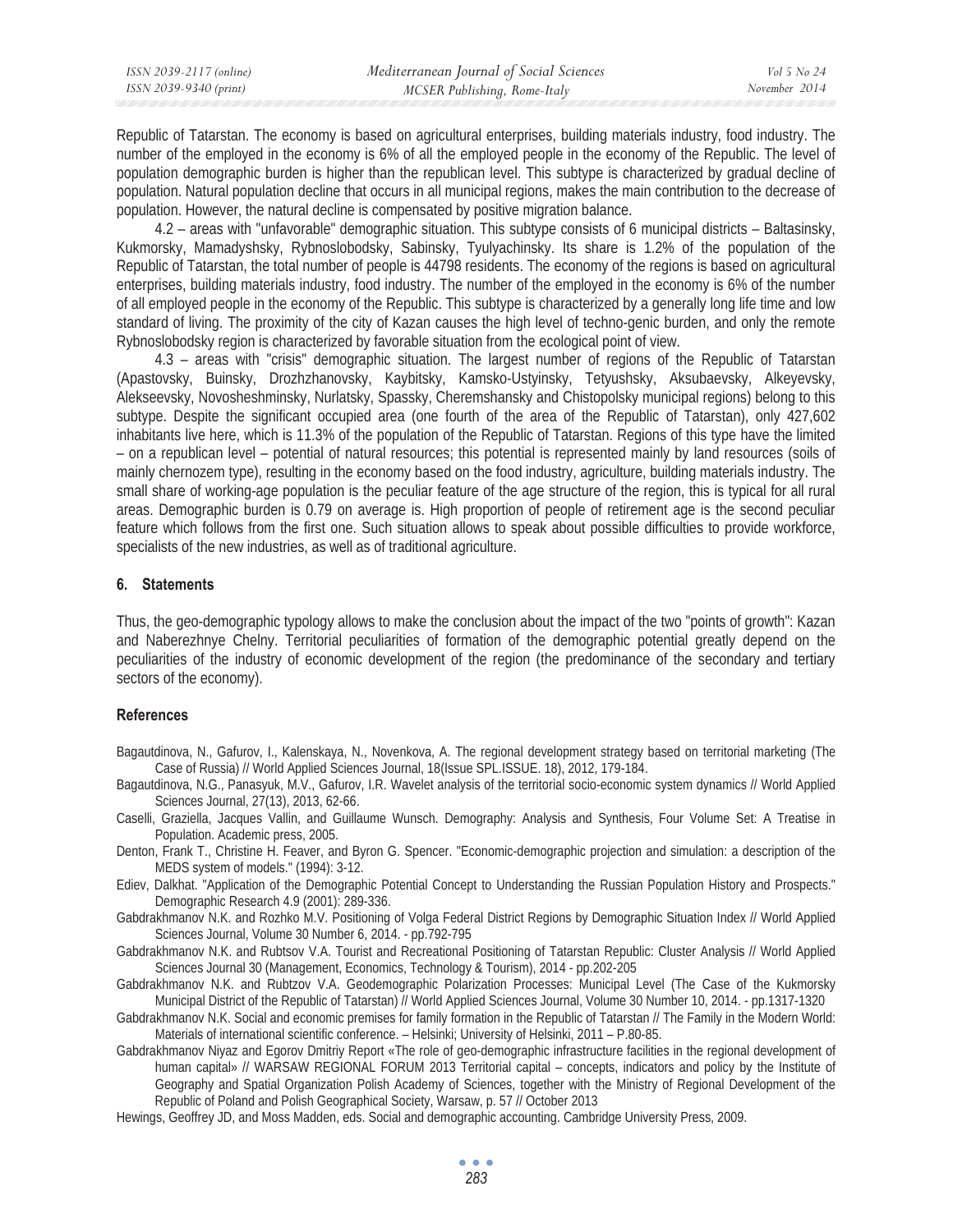Republic of Tatarstan. The economy is based on agricultural enterprises, building materials industry, food industry. The number of the employed in the economy is 6% of all the employed people in the economy of the Republic. The level of population demographic burden is higher than the republican level. This subtype is characterized by gradual decline of population. Natural population decline that occurs in all municipal regions, makes the main contribution to the decrease of population. However, the natural decline is compensated by positive migration balance.

4.2 – areas with "unfavorable" demographic situation. This subtype consists of 6 municipal districts – Baltasinsky, Kukmorsky, Mamadyshsky, Rybnoslobodsky, Sabinsky, Tyulyachinsky. Its share is 1.2% of the population of the Republic of Tatarstan, the total number of people is 44798 residents. The economy of the regions is based on agricultural enterprises, building materials industry, food industry. The number of the employed in the economy is 6% of the number of all employed people in the economy of the Republic. This subtype is characterized by a generally long life time and low standard of living. The proximity of the city of Kazan causes the high level of techno-genic burden, and only the remote Rybnoslobodsky region is characterized by favorable situation from the ecological point of view.

4.3 – areas with "crisis" demographic situation. The largest number of regions of the Republic of Tatarstan (Apastovsky, Buinsky, Drozhzhanovsky, Kaybitsky, Kamsko-Ustyinsky, Tetyushsky, Aksubaevsky, Alkeyevsky, Alekseevsky, Novosheshminsky, Nurlatsky, Spassky, Cheremshansky and Chistopolsky municipal regions) belong to this subtype. Despite the significant occupied area (one fourth of the area of the Republic of Tatarstan), only 427,602 inhabitants live here, which is 11.3% of the population of the Republic of Tatarstan. Regions of this type have the limited – on a republican level – potential of natural resources; this potential is represented mainly by land resources (soils of mainly chernozem type), resulting in the economy based on the food industry, agriculture, building materials industry. The small share of working-age population is the peculiar feature of the age structure of the region, this is typical for all rural areas. Demographic burden is 0.79 on average is. High proportion of people of retirement age is the second peculiar feature which follows from the first one. Such situation allows to speak about possible difficulties to provide workforce, specialists of the new industries, as well as of traditional agriculture.

## 6. Statements

Thus, the geo-demographic typology allows to make the conclusion about the impact of the two "points of growth": Kazan and Naberezhnye Chelny. Territorial peculiarities of formation of the demographic potential greatly depend on the peculiarities of the industry of economic development of the region (the predominance of the secondary and tertiary sectors of the economy).

## References

Bagautdinova, N., Gafurov, I., Kalenskaya, N., Novenkova, A. The regional development strategy based on territorial marketing (The Case of Russia) // World Applied Sciences Journal, 18(Issue SPL.ISSUE. 18), 2012, 179-184.

Bagautdinova, N.G., Panasyuk, M.V., Gafurov, I.R. Wavelet analysis of the territorial socio-economic system dynamics // World Applied Sciences Journal, 27(13), 2013, 62-66.

Caselli, Graziella, Jacques Vallin, and Guillaume Wunsch. Demography: Analysis and Synthesis, Four Volume Set: A Treatise in Population. Academic press, 2005.

Denton, Frank T., Christine H. Feaver, and Byron G. Spencer. "Economic-demographic projection and simulation: a description of the MEDS system of models." (1994): 3-12.

Ediev, Dalkhat. "Application of the Demographic Potential Concept to Understanding the Russian Population History and Prospects." Demographic Research 4.9 (2001): 289-336.

Gabdrakhmanov N.K. and Rozhko M.V. Positioning of Volga Federal District Regions by Demographic Situation Index // World Applied Sciences Journal, Volume 30 Number 6, 2014. - pp.792-795

Gabdrakhmanov N.K. and Rubtsov V.A. Tourist and Recreational Positioning of Tatarstan Republic: Cluster Analysis // World Applied Sciences Journal 30 (Management, Economics, Technology & Tourism), 2014 - pp.202-205

Gabdrakhmanov N.K. and Rubtzov V.A. Geodemographic Polarization Processes: Municipal Level (The Case of the Kukmorsky Municipal District of the Republic of Tatarstan) // World Applied Sciences Journal, Volume 30 Number 10, 2014. - pp.1317-1320

Gabdrakhmanov N.K. Social and economic premises for family formation in the Republic of Tatarstan // The Family in the Modern World: Materials of international scientific conference. – Helsinki; University of Helsinki, 2011 – P.80-85.

Gabdrakhmanov Niyaz and Egorov Dmitriy Report «The role of geo-demographic infrastructure facilities in the regional development of human capital» // WARSAW REGIONAL FORUM 2013 Territorial capital – concepts, indicators and policy by the Institute of Geography and Spatial Organization Polish Academy of Sciences, together with the Ministry of Regional Development of the Republic of Poland and Polish Geographical Society, Warsaw, p. 57 // October 2013

Hewings, Geoffrey JD, and Moss Madden, eds. Social and demographic accounting. Cambridge University Press, 2009.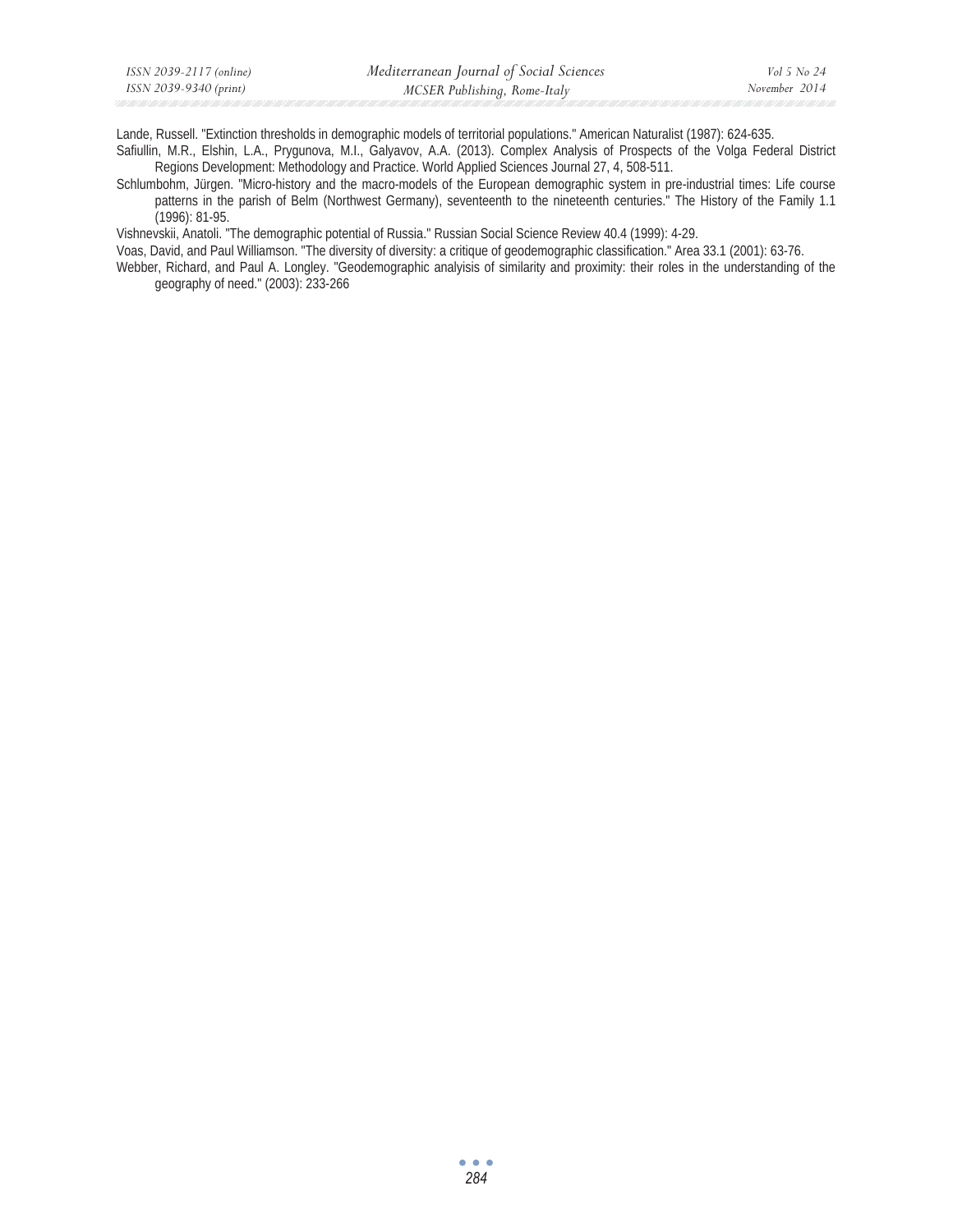Lande, Russell. "Extinction thresholds in demographic models of territorial populations." American Naturalist (1987): 624-635.

Safiullin, M.R., Elshin, L.A., Prygunova, M.I., Galyavov, A.A. (2013). Complex Analysis of Prospects of the Volga Federal District Regions Development: Methodology and Practice. World Applied Sciences Journal 27, 4, 508-511.

Schlumbohm, Jürgen. "Micro-history and the macro-models of the European demographic system in pre-industrial times: Life course patterns in the parish of Belm (Northwest Germany), seventeenth to the nineteenth centuries." The History of the Family 1.1 (1996): 81-95.

Vishnevskii, Anatoli. "The demographic potential of Russia." Russian Social Science Review 40.4 (1999): 4-29.

Voas, David, and Paul Williamson. "The diversity of diversity: a critique of geodemographic classification." Area 33.1 (2001): 63-76.

Webber, Richard, and Paul A. Longley. "Geodemographic analyisis of similarity and proximity: their roles in the understanding of the geography of need." (2003): 233-266